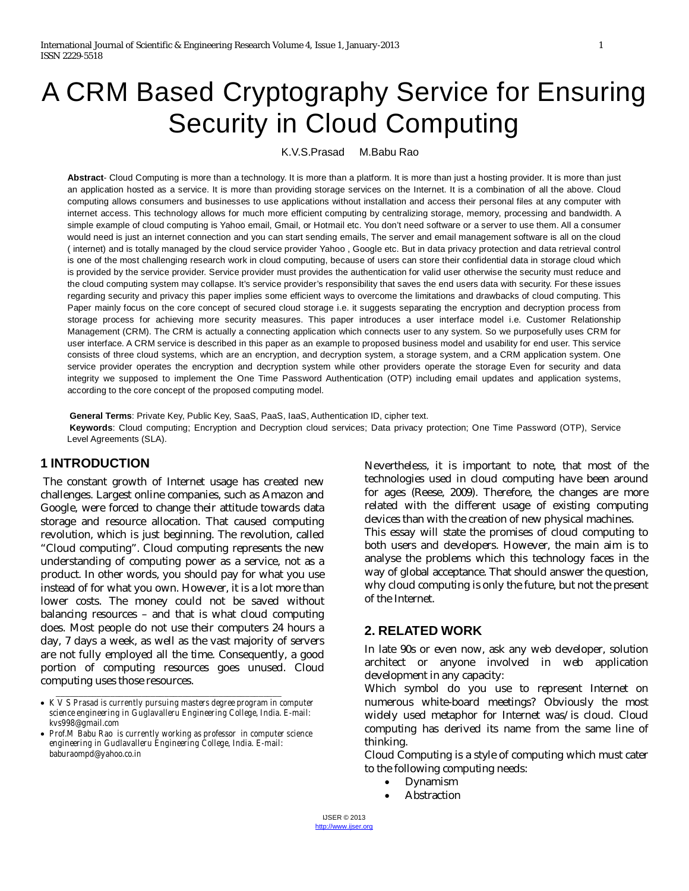# A CRM Based Cryptography Service for Ensuring Security in Cloud Computing

K.V.S.Prasad M.Babu Rao

**Abstract**- Cloud Computing is more than a technology. It is more than a platform. It is more than just a hosting provider. It is more than just an application hosted as a service. It is more than providing storage services on the Internet. It is a combination of all the above. Cloud computing allows consumers and businesses to use applications without installation and access their personal files at any computer with internet access. This technology allows for much more efficient computing by centralizing storage, memory, processing and bandwidth. A simple example of cloud computing is Yahoo email, Gmail, or Hotmail etc. You don't need software or a server to use them. All a consumer would need is just an internet connection and you can start sending emails, The server and email management software is all on the cloud ( internet) and is totally managed by the cloud service provider Yahoo , Google etc. But in data privacy protection and data retrieval control is one of the most challenging research work in cloud computing, because of users can store their confidential data in storage cloud which is provided by the service provider. Service provider must provides the authentication for valid user otherwise the security must reduce and the cloud computing system may collapse. It's service provider's responsibility that saves the end users data with security. For these issues regarding security and privacy this paper implies some efficient ways to overcome the limitations and drawbacks of cloud computing. This Paper mainly focus on the core concept of secured cloud storage i.e. it suggests separating the encryption and decryption process from storage process for achieving more security measures. This paper introduces a user interface model i.e. Customer Relationship Management (CRM). The CRM is actually a connecting application which connects user to any system. So we purposefully uses CRM for user interface. A CRM service is described in this paper as an example to proposed business model and usability for end user. This service consists of three cloud systems, which are an encryption, and decryption system, a storage system, and a CRM application system. One service provider operates the encryption and decryption system while other providers operate the storage Even for security and data integrity we supposed to implement the One Time Password Authentication (OTP) including email updates and application systems, according to the core concept of the proposed computing model.

**General Terms**: Private Key, Public Key, SaaS, PaaS, IaaS, Authentication ID, cipher text.

**Keywords**: Cloud computing; Encryption and Decryption cloud services; Data privacy protection; One Time Password (OTP), Service Level Agreements (SLA).

## 1 INTRODUCTION

The constant growth of Internet usage has created new challenges. Largest online companies, such as Amazon and Google, were forced to change their attitude towards data storage and resource allocation. That caused computing revolution, which is just beginning. The revolution, called "Cloud computing". Cloud computing represents the new understanding of computing power as a service, not as a product. In other words, you should pay for what you use instead of for what you own. However, it is a lot more than lower costs. The money could not be saved without balancing resources – and that is what cloud computing does. Most people do not use their computers 24 hours a day, 7 days a week, as well as the vast majority of servers are not fully employed all the time. Consequently, a good portion of computing resources goes unused. Cloud computing uses those resources.

- *K V S Prasad is currently pursuing masters degree program in computer science engineering in Guglavalleru Engineering College, India. E-mail:* kvs998@gmail.com
- *Prof.M Babu Rao is currently working as professor in computer science engineering in Gudlavalleru Engineering College, India. E-mail:* baburaompd@yahoo.co.in

Nevertheless, it is important to note, that most of the technologies used in cloud computing have been around for ages (Reese, 2009). Therefore, the changes are more related with the different usage of existing computing devices than with the creation of new physical machines.

This essay will state the promises of cloud computing to both users and developers. However, the main aim is to analyse the problems which this technology faces in the way of global acceptance. That should answer the question, why cloud computing is only the future, but not the present of the Internet.

## 2. RELATED WORK

In late 90s or even now, ask any web developer, solution architect or anyone involved in web application development in any capacity:

Which symbol do you use to represent Internet on numerous white-board meetings? Obviously the most widely used metaphor for Internet was/is cloud. Cloud computing has derived its name from the same line of thinking.

Cloud Computing is a style of computing which must cater to the following computing needs:

- Dynamism
- Abstraction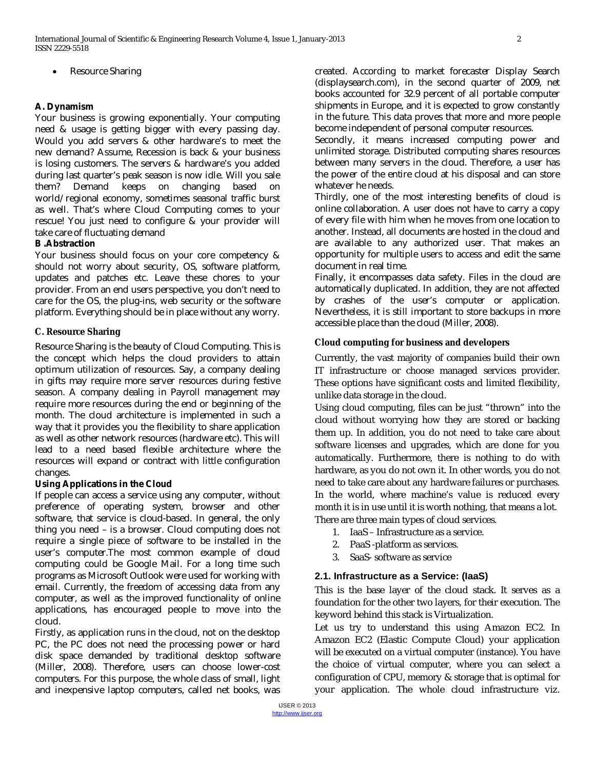- Resource Sharing

### A. Dynamism

Your business is growing exponentially. Your computing need & usage is getting bigger with every passing day. Would you add servers & other hardware's to meet the new demand? Assume, Recession is back & your business is losing customers. The servers & hardware's you added during last quarter's peak season is now idle. Will you sale them? Demand keeps on changing based on world/regional economy, sometimes seasonal traffic burst as well. That's where Cloud Computing comes to your rescue! You just need to configure & your provider will take care of fluctuating demand

### B .Abstraction

Your business should focus on your core competency & should not worry about security, OS, software platform, updates and patches etc. Leave these chores to your provider. From an end users perspective, you don't need to care for the OS, the plug-ins, web security or the software platform. Everything should be in place without any worry.

### C. Resource Sharing

Resource Sharing is the beauty of Cloud Computing. This is the concept which helps the cloud providers to attain optimum utilization of resources. Say, a company dealing in gifts may require more server resources during festive season. A company dealing in Payroll management may require more resources during the end or beginning of the month. The cloud architecture is implemented in such a way that it provides you the flexibility to share application as well as other network resources (hardware etc). This will lead to a need based flexible architecture where the resources will expand or contract with little configuration changes.

### Using Applications in the Cloud

If people can access a service using any computer, without preference of operating system, browser and other software, that service is cloud-based. In general, the only thing you need – is a browser. Cloud computing does not require a single piece of software to be installed in the user's computer.The most common example of cloud computing could be Google Mail. For a long time such programs as Microsoft Outlook were used for working with email. Currently, the freedom of accessing data from any computer, as well as the improved functionality of online applications, has encouraged people to move into the cloud.

Firstly, as application runs in the cloud, not on the desktop PC, the PC does not need the processing power or hard disk space demanded by traditional desktop software (Miller, 2008). Therefore, users can choose lower-cost computers. For this purpose, the whole class of small, light and inexpensive laptop computers, called net books, was created. According to market forecaster Display Search (displaysearch.com), in the second quarter of 2009, net books accounted for 32.9 percent of all portable computer shipments in Europe, and it is expected to grow constantly in the future. This data proves that more and more people become independent of personal computer resources.

Secondly, it means increased computing power and unlimited storage. Distributed computing shares resources between many servers in the cloud. Therefore, a user has the power of the entire cloud at his disposal and can store whatever he needs.

Thirdly, one of the most interesting benefits of cloud is online collaboration. A user does not have to carry a copy of every file with him when he moves from one location to another. Instead, all documents are hosted in the cloud and are available to any authorized user. That makes an opportunity for multiple users to access and edit the same document in real time.

Finally, it encompasses data safety. Files in the cloud are automatically duplicated. In addition, they are not affected by crashes of the user's computer or application. Nevertheless, it is still important to store backups in more accessible place than the cloud (Miller, 2008).

### Cloud computing for business and developers

Currently, the vast majority of companies build their own IT infrastructure or choose managed services provider. These options have significant costs and limited flexibility, unlike data storage in the cloud.

Using cloud computing, files can be just "thrown" into the cloud without worrying how they are stored or backing them up. In addition, you do not need to take care about software licenses and upgrades, which are done for you automatically. Furthermore, there is nothing to do with hardware, as you do not own it. In other words, you do not need to take care about any hardware failures or purchases. In the world, where machine's value is reduced every month it is in use until it is worth nothing, that means a lot.

There are three main types of cloud services.

1. IaaS – Infrastructure as a service.
2. PaaS -platform as services.
3. SaaS- software as service

### 2.1. Infrastructure as a Service: (IaaS)

This is the base layer of the cloud stack. It serves as a foundation for the other two layers, for their execution. The keyword behind this stack is Virtualization.

Let us try to understand this using Amazon EC2. In Amazon EC2 (Elastic Compute Cloud) your application will be executed on a virtual computer (instance). You have the choice of virtual computer, where you can select a configuration of CPU, memory & storage that is optimal for your application. The whole cloud infrastructure viz.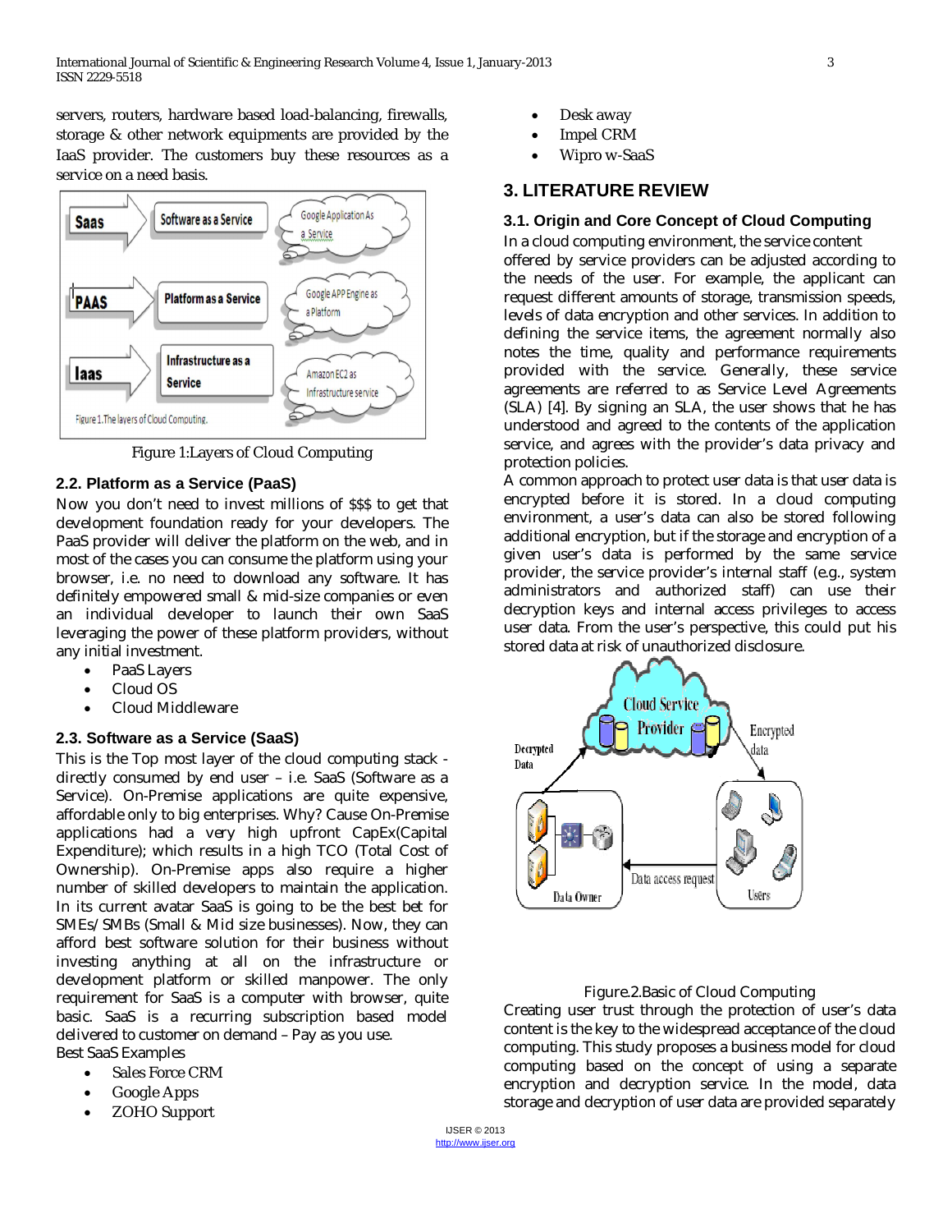servers, routers, hardware based load-balancing, firewalls, storage & other network equipments are provided by the IaaS provider. The customers buy these resources as a service on a need basis.

Figure 1:Layers of Cloud Computing

### 2.2. Platform as a Service (PaaS)

Now you don't need to invest millions of $$$ to get that development foundation ready for your developers. The PaaS provider will deliver the platform on the web, and in most of the cases you can consume the platform using your browser, i.e. no need to download any software. It has definitely empowered small & mid-size companies or even an individual developer to launch their own SaaS leveraging the power of these platform providers, without any initial investment.

- PaaS Layers
- Cloud OS
- Cloud Middleware

### 2.3. Software as a Service (SaaS)

This is the Top most layer of the cloud computing stack - directly consumed by end user – i.e. SaaS (Software as a Service). On-Premise applications are quite expensive, affordable only to big enterprises. Why? Cause On-Premise applications had a very high upfront CapEx(Capital Expenditure); which results in a high TCO (Total Cost of Ownership). On-Premise apps also require a higher number of skilled developers to maintain the application. In its current avatar SaaS is going to be the best bet for SMEs/SMBs (Small & Mid size businesses). Now, they can afford best software solution for their business without investing anything at all on the infrastructure or development platform or skilled manpower. The only requirement for SaaS is a computer with browser, quite basic. SaaS is a recurring subscription based model delivered to customer on demand – Pay as you use.

Best SaaS Examples

- Sales Force CRM
- Google Apps
- ZOHO Support
- Desk away
- Impel CRM
- Wipro w-SaaS

## 3. LITERATURE REVIEW

### 3.1. Origin and Core Concept of Cloud Computing

In a cloud computing environment, the service content offered by service providers can be adjusted according to the needs of the user. For example, the applicant can request different amounts of storage, transmission speeds, levels of data encryption and other services. In addition to defining the service items, the agreement normally also notes the time, quality and performance requirements provided with the service. Generally, these service agreements are referred to as Service Level Agreements (SLA) [4]. By signing an SLA, the user shows that he has understood and agreed to the contents of the application service, and agrees with the provider's data privacy and protection policies.

A common approach to protect user data is that user data is encrypted before it is stored. In a cloud computing environment, a user's data can also be stored following additional encryption, but if the storage and encryption of a given user's data is performed by the same service provider, the service provider's internal staff (e.g., system administrators and authorized staff) can use their decryption keys and internal access privileges to access user data. From the user's perspective, this could put his stored data at risk of unauthorized disclosure.

Figure.2.Basic of Cloud Computing

Creating user trust through the protection of user's data content is the key to the widespread acceptance of the cloud computing. This study proposes a business model for cloud computing based on the concept of using a separate encryption and decryption service. In the model, data storage and decryption of user data are provided separately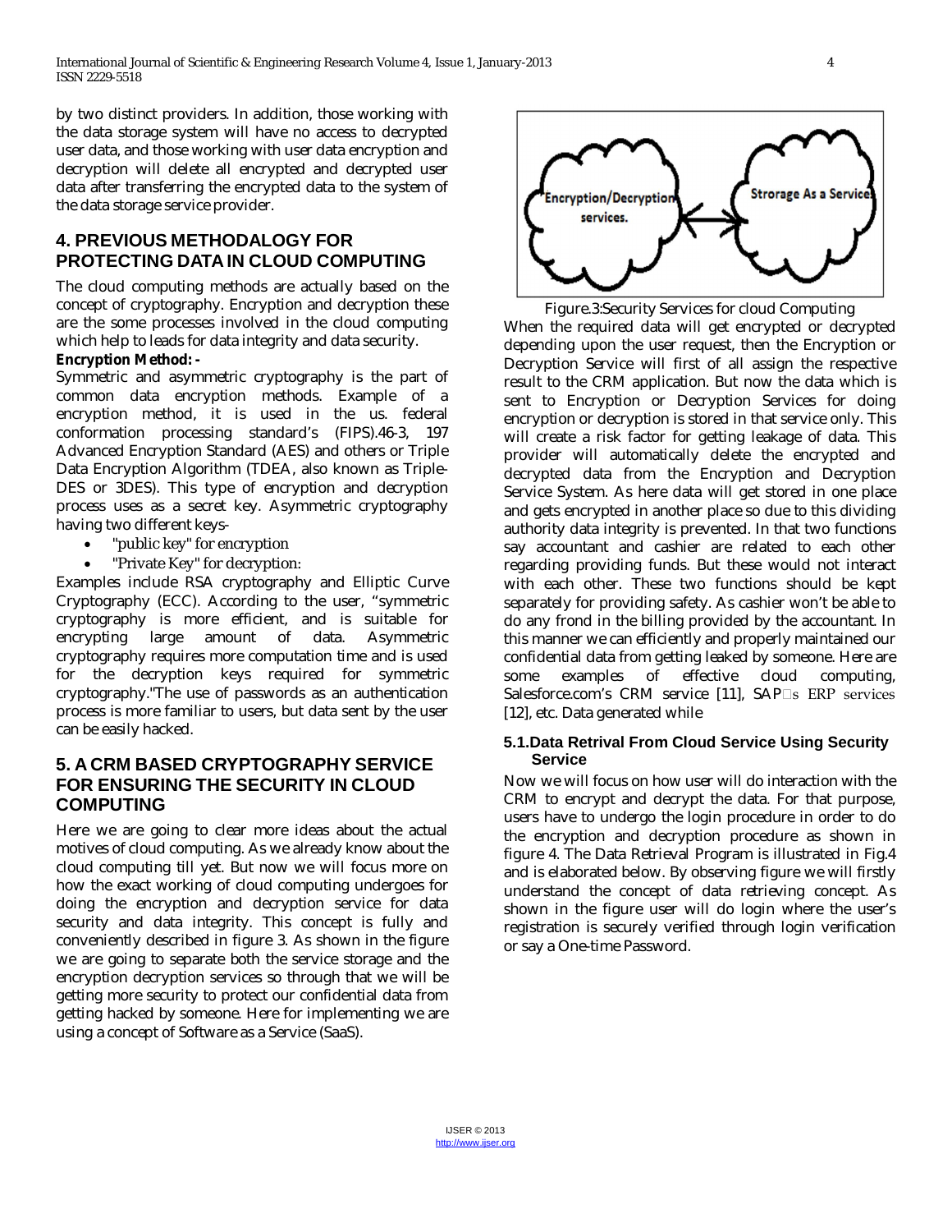by two distinct providers. In addition, those working with the data storage system will have no access to decrypted user data, and those working with user data encryption and decryption will delete all encrypted and decrypted user data after transferring the encrypted data to the system of the data storage service provider.

## 4. PREVIOUS METHODALOGY FOR PROTECTING DATA IN CLOUD COMPUTING

The cloud computing methods are actually based on the concept of cryptography. Encryption and decryption these are the some processes involved in the cloud computing which help to leads for data integrity and data security.

**Encryption Method: -**

Symmetric and asymmetric cryptography is the part of common data encryption methods. Example of a encryption method, it is used in the us. federal conformation processing standard's (FIPS).46-3, 197 Advanced Encryption Standard (AES) and others or Triple Data Encryption Algorithm (TDEA, also known as Triple-DES or 3DES). This type of encryption and decryption process uses as a secret key. Asymmetric cryptography having two different keys-

- "public key" for encryption
- "Private Key" for decryption:

Examples include RSA cryptography and Elliptic Curve Cryptography (ECC). According to the user, "symmetric cryptography is more efficient, and is suitable for encrypting large amount of data. Asymmetric cryptography requires more computation time and is used for the decryption keys required for symmetric cryptography."The use of passwords as an authentication process is more familiar to users, but data sent by the user can be easily hacked.

## 5. A CRM BASED CRYPTOGRAPHY SERVICE FOR ENSURING THE SECURITY IN CLOUD COMPUTING

Here we are going to clear more ideas about the actual motives of cloud computing. As we already know about the cloud computing till yet. But now we will focus more on how the exact working of cloud computing undergoes for doing the encryption and decryption service for data security and data integrity. This concept is fully and conveniently described in figure 3. As shown in the figure we are going to separate both the service storage and the encryption decryption services so through that we will be getting more security to protect our confidential data from getting hacked by someone. Here for implementing we are using a concept of Software as a Service (SaaS).

Figure.3:Security Services for cloud Computing

When the required data will get encrypted or decrypted depending upon the user request, then the Encryption or Decryption Service will first of all assign the respective result to the CRM application. But now the data which is sent to Encryption or Decryption Services for doing encryption or decryption is stored in that service only. This will create a risk factor for getting leakage of data. This provider will automatically delete the encrypted and decrypted data from the Encryption and Decryption Service System. As here data will get stored in one place and gets encrypted in another place so due to this dividing authority data integrity is prevented. In that two functions say accountant and cashier are related to each other regarding providing funds. But these would not interact with each other. These two functions should be kept separately for providing safety. As cashier won't be able to do any frond in the billing provided by the accountant. In this manner we can efficiently and properly maintained our confidential data from getting leaked by someone. Here are some examples of effective cloud computing, Salesforce.com's CRM service [11], SAP□s ERP services [12], etc. Data generated while

### 5.1.Data Retrival From Cloud Service Using Security Service

Now we will focus on how user will do interaction with the CRM to encrypt and decrypt the data. For that purpose, users have to undergo the login procedure in order to do the encryption and decryption procedure as shown in figure 4. The Data Retrieval Program is illustrated in Fig.4 and is elaborated below. By observing figure we will firstly understand the concept of data retrieving concept. As shown in the figure user will do login where the user's registration is securely verified through login verification or say a One-time Password.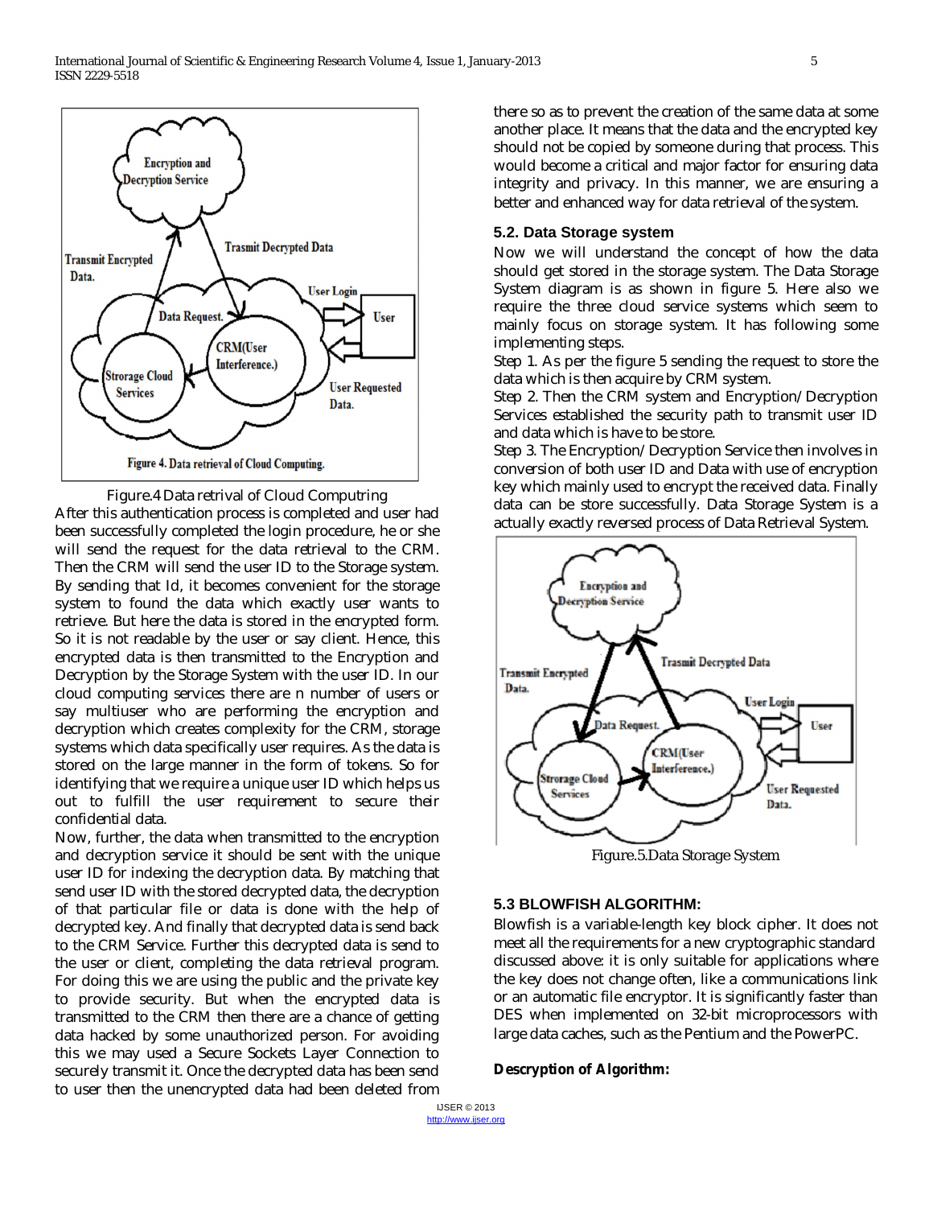Figure.4 Data retrival of Cloud Computing

After this authentication process is completed and user had been successfully completed the login procedure, he or she will send the request for the data retrieval to the CRM. Then the CRM will send the user ID to the Storage system. By sending that Id, it becomes convenient for the storage system to found the data which exactly user wants to retrieve. But here the data is stored in the encrypted form. So it is not readable by the user or say client. Hence, this encrypted data is then transmitted to the Encryption and Decryption by the Storage System with the user ID. In our cloud computing services there are n number of users or say multiuser who are performing the encryption and decryption which creates complexity for the CRM, storage systems which data specifically user requires. As the data is stored on the large manner in the form of tokens. So for identifying that we require a unique user ID which helps us out to fulfill the user requirement to secure their confidential data.

Now, further, the data when transmitted to the encryption and decryption service it should be sent with the unique user ID for indexing the decryption data. By matching that send user ID with the stored decrypted data, the decryption of that particular file or data is done with the help of decrypted key. And finally that decrypted data is send back to the CRM Service. Further this decrypted data is send to the user or client, completing the data retrieval program. For doing this we are using the public and the private key to provide security. But when the encrypted data is transmitted to the CRM then there are a chance of getting data hacked by some unauthorized person. For avoiding this we may used a Secure Sockets Layer Connection to securely transmit it. Once the decrypted data has been send to user then the unencrypted data had been deleted from there so as to prevent the creation of the same data at some another place. It means that the data and the encrypted key should not be copied by someone during that process. This would become a critical and major factor for ensuring data integrity and privacy. In this manner, we are ensuring a better and enhanced way for data retrieval of the system.

### 5.2. Data Storage system

Now we will understand the concept of how the data should get stored in the storage system. The Data Storage System diagram is as shown in figure 5. Here also we require the three cloud service systems which seem to mainly focus on storage system. It has following some implementing steps.

Step 1. As per the figure 5 sending the request to store the data which is then acquire by CRM system.

Step 2. Then the CRM system and Encryption/Decryption Services established the security path to transmit user ID and data which is have to be store.

Step 3. The Encryption/Decryption Service then involves in conversion of both user ID and Data with use of encryption key which mainly used to encrypt the received data. Finally data can be store successfully. Data Storage System is a actually exactly reversed process of Data Retrieval System.

Figure.5.Data Storage System

### 5.3 BLOWFISH ALGORITHM:

Blowfish is a variable-length key block cipher. It does not meet all the requirements for a new cryptographic standard discussed above: it is only suitable for applications where the key does not change often, like a communications link or an automatic file encryptor. It is significantly faster than DES when implemented on 32-bit microprocessors with large data caches, such as the Pentium and the PowerPC.

**Descryption of Algorithm:**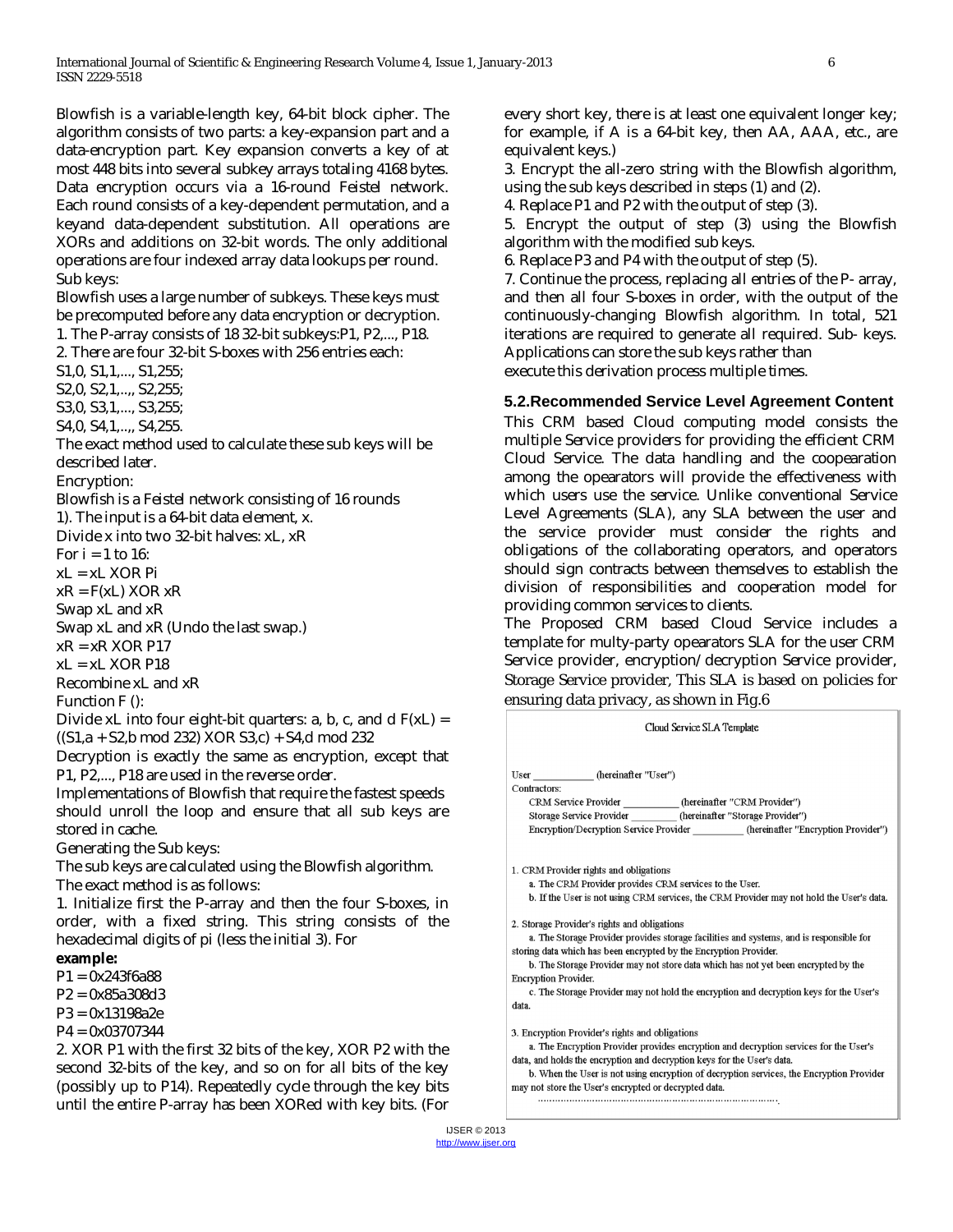Blowfish is a variable-length key, 64-bit block cipher. The algorithm consists of two parts: a key-expansion part and a data-encryption part. Key expansion converts a key of at most 448 bits into several subkey arrays totaling 4168 bytes. Data encryption occurs via a 16-round Feistel network. Each round consists of a key-dependent permutation, and a keyand data-dependent substitution. All operations are XORs and additions on 32-bit words. The only additional operations are four indexed array data lookups per round.

Sub keys:

Blowfish uses a large number of subkeys. These keys must be precomputed before any data encryption or decryption.

1. The P-array consists of 18 32-bit subkeys:P1, P2,..., P18.
2. There are four 32-bit S-boxes with 256 entries each:

S1,0, S1,1,..., S1,255;
S2,0, S2,1,..,, S2,255;
S3,0, S3,1,..., S3,255;
S4,0, S4,1,..,, S4,255.

The exact method used to calculate these sub keys will be described later.

Encryption:

Blowfish is a Feistel network consisting of 16 rounds

1). The input is a 64-bit data element, x.

Divide x into two 32-bit halves: xL, xR

For i = 1 to 16:
xL = xL XOR Pi
xR = F(xL) XOR xR
Swap xL and xR
Swap xL and xR (Undo the last swap.)
xR = xR XOR P17
xL = xL XOR P18
Recombine xL and xR

Function F ():

Divide xL into four eight-bit quarters: a, b, c, and d F(xL) = ((S1,a + S2,b mod 232) XOR S3,c) + S4,d mod 232

Decryption is exactly the same as encryption, except that P1, P2,..., P18 are used in the reverse order.

Implementations of Blowfish that require the fastest speeds should unroll the loop and ensure that all sub keys are stored in cache.

Generating the Sub keys:

The sub keys are calculated using the Blowfish algorithm. The exact method is as follows:

1. Initialize first the P-array and then the four S-boxes, in order, with a fixed string. This string consists of the hexadecimal digits of pi (less the initial 3). For

**example:**

P1 = 0x243f6a88
P2 = 0x85a308d3
P3 = 0x13198a2e
P4 = 0x03707344

2. XOR P1 with the first 32 bits of the key, XOR P2 with the second 32-bits of the key, and so on for all bits of the key (possibly up to P14). Repeatedly cycle through the key bits until the entire P-array has been XORed with key bits. (For every short key, there is at least one equivalent longer key; for example, if A is a 64-bit key, then AA, AAA, etc., are equivalent keys.)
3. Encrypt the all-zero string with the Blowfish algorithm, using the sub keys described in steps (1) and (2).
4. Replace P1 and P2 with the output of step (3).
5. Encrypt the output of step (3) using the Blowfish algorithm with the modified sub keys.
6. Replace P3 and P4 with the output of step (5).
7. Continue the process, replacing all entries of the P- array, and then all four S-boxes in order, with the output of the continuously-changing Blowfish algorithm. In total, 521 iterations are required to generate all required. Sub- keys. Applications can store the sub keys rather than execute this derivation process multiple times.

### 5.2.Recommended Service Level Agreement Content

This CRM based Cloud computing model consists the multiple Service providers for providing the efficient CRM Cloud Service. The data handling and the coopearation among the opearators will provide the effectiveness with which users use the service. Unlike conventional Service Level Agreements (SLA), any SLA between the user and the service provider must consider the rights and obligations of the collaborating operators, and operators should sign contracts between themselves to establish the division of responsibilities and cooperation model for providing common services to clients.

The Proposed CRM based Cloud Service includes a template for multy-party opearators SLA for the user CRM Service provider, encryption/decryption Service provider, Storage Service provider, This SLA is based on policies for ensuring data privacy, as shown in Fig.6

Cloud Service SLA Template

User ___________ (hereinafter "User")

Contractors:

CRM Service Provider __________ (hereinafter "CRM Provider")
Storage Service Provider ________ (hereinafter "Storage Provider")
Encryption/Decryption Service Provider _________ (hereinafter "Encryption Provider")

1. CRM Provider rights and obligations
   a. The CRM Provider provides CRM services to the User.
   b. If the User is not using CRM services, the CRM Provider may not hold the User's data.

2. Storage Provider's rights and obligations
   a. The Storage Provider provides storage facilities and systems, and is responsible for storing data which has been encrypted by the Encryption Provider.
   b. The Storage Provider may not store data which has not yet been encrypted by the Encryption Provider.
   c. The Storage Provider may not hold the encryption and decryption keys for the User's data.

3. Encryption Provider's rights and obligations
   a. The Encryption Provider provides encryption and decryption services for the User's data, and holds the encryption and decryption keys for the User's data.
   b. When the User is not using encryption of decryption services, the Encryption Provider may not store the User's encrypted or decrypted data.

……………………………………………………………………….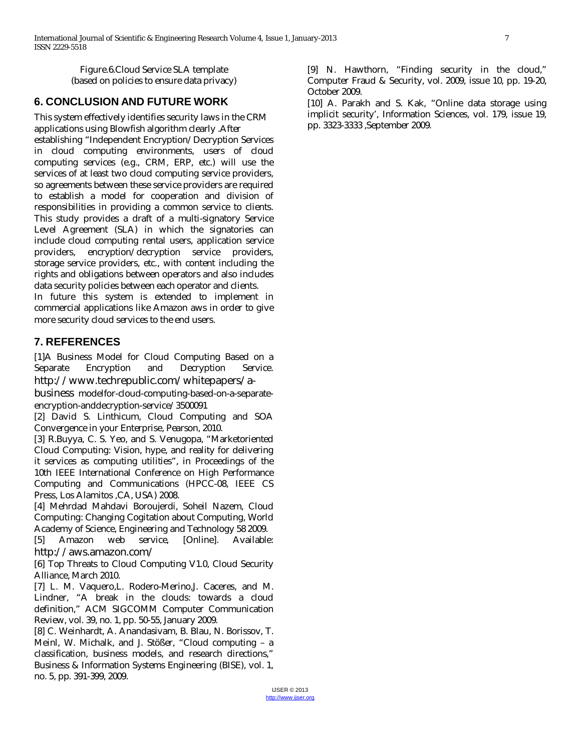Figure.6.Cloud Service SLA template
(based on policies to ensure data privacy)

## 6. CONCLUSION AND FUTURE WORK

This system effectively identifies security laws in the CRM applications using Blowfish algorithm clearly .After establishing "Independent Encryption/Decryption Services in cloud computing environments, users of cloud computing services (e.g., CRM, ERP, etc.) will use the services of at least two cloud computing service providers, so agreements between these service providers are required to establish a model for cooperation and division of responsibilities in providing a common service to clients. This study provides a draft of a multi-signatory Service Level Agreement (SLA) in which the signatories can include cloud computing rental users, application service providers, encryption/decryption service providers, storage service providers, etc., with content including the rights and obligations between operators and also includes data security policies between each operator and clients.

In future this system is extended to implement in commercial applications like Amazon aws in order to give more security cloud services to the end users.

## 7. REFERENCES

[1]A Business Model for Cloud Computing Based on a Separate Encryption and Decryption Service. http://www.techrepublic.com/whitepapers/a-business modelfor-cloud-computing-based-on-a-separate-encryption-anddecryption-service/3500091

[2] David S. Linthicum, Cloud Computing and SOA Convergence in your Enterprise, Pearson, 2010.

[3] R.Buyya, C. S. Yeo, and S. Venugopa, "Marketoriented Cloud Computing: Vision, hype, and reality for delivering it services as computing utilities", in Proceedings of the 10th IEEE International Conference on High Performance Computing and Communications (HPCC-08, IEEE CS Press, Los Alamitos ,CA, USA) 2008.

[4] Mehrdad Mahdavi Boroujerdi, Soheil Nazem, Cloud Computing: Changing Cogitation about Computing, World Academy of Science, Engineering and Technology 58 2009.

[5] Amazon web service, [Online]. Available: http://aws.amazon.com/

[6] Top Threats to Cloud Computing V1.0, Cloud Security Alliance, March 2010.

[7] L. M. Vaquero,L. Rodero-Merino,J. Caceres, and M. Lindner, "A break in the clouds: towards a cloud definition," ACM SIGCOMM Computer Communication Review, vol. 39, no. 1, pp. 50-55, January 2009.

[8] C. Weinhardt, A. Anandasivam, B. Blau, N. Borissov, T. Meinl, W. Michalk, and J. Stößer, "Cloud computing – a classification, business models, and research directions," Business & Information Systems Engineering (BISE), vol. 1, no. 5, pp. 391-399, 2009.

[9] N. Hawthorn, "Finding security in the cloud," Computer Fraud & Security, vol. 2009, issue 10, pp. 19-20, October 2009.

[10] A. Parakh and S. Kak, "Online data storage using implicit security', Information Sciences, vol. 179, issue 19, pp. 3323-3333 ,September 2009.